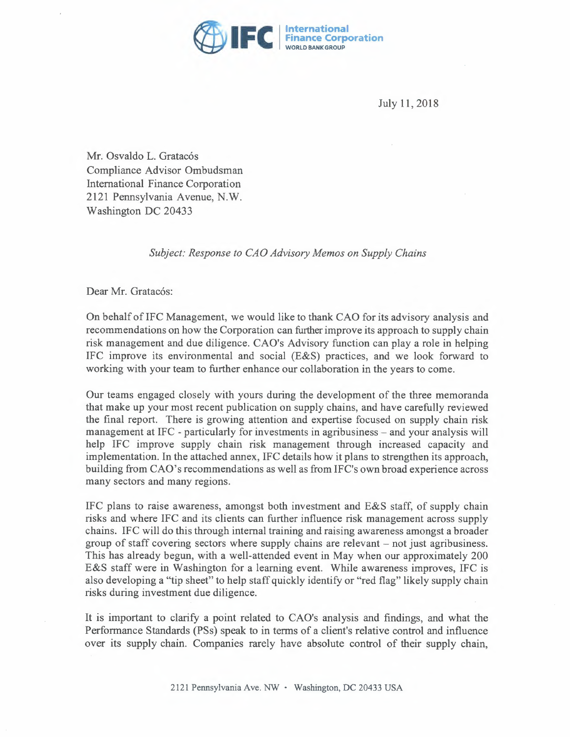**IFC** | International Finance Corporation
WORLD BANK GROUP

July 11, 2018

Mr. Osvaldo L. Gratacós
Compliance Advisor Ombudsman
International Finance Corporation
2121 Pennsylvania Avenue, N.W.
Washington DC 20433

*Subject: Response to CAO Advisory Memos on Supply Chains*

Dear Mr. Gratacós:

On behalf of IFC Management, we would like to thank CAO for its advisory analysis and recommendations on how the Corporation can further improve its approach to supply chain risk management and due diligence. CAO's Advisory function can play a role in helping IFC improve its environmental and social (E&S) practices, and we look forward to working with your team to further enhance our collaboration in the years to come.

Our teams engaged closely with yours during the development of the three memoranda that make up your most recent publication on supply chains, and have carefully reviewed the final report. There is growing attention and expertise focused on supply chain risk management at IFC - particularly for investments in agribusiness – and your analysis will help IFC improve supply chain risk management through increased capacity and implementation. In the attached annex, IFC details how it plans to strengthen its approach, building from CAO's recommendations as well as from IFC's own broad experience across many sectors and many regions.

IFC plans to raise awareness, amongst both investment and E&S staff, of supply chain risks and where IFC and its clients can further influence risk management across supply chains. IFC will do this through internal training and raising awareness amongst a broader group of staff covering sectors where supply chains are relevant – not just agribusiness. This has already begun, with a well-attended event in May when our approximately 200 E&S staff were in Washington for a learning event. While awareness improves, IFC is also developing a "tip sheet" to help staff quickly identify or "red flag" likely supply chain risks during investment due diligence.

It is important to clarify a point related to CAO's analysis and findings, and what the Performance Standards (PSs) speak to in terms of a client's relative control and influence over its supply chain. Companies rarely have absolute control of their supply chain,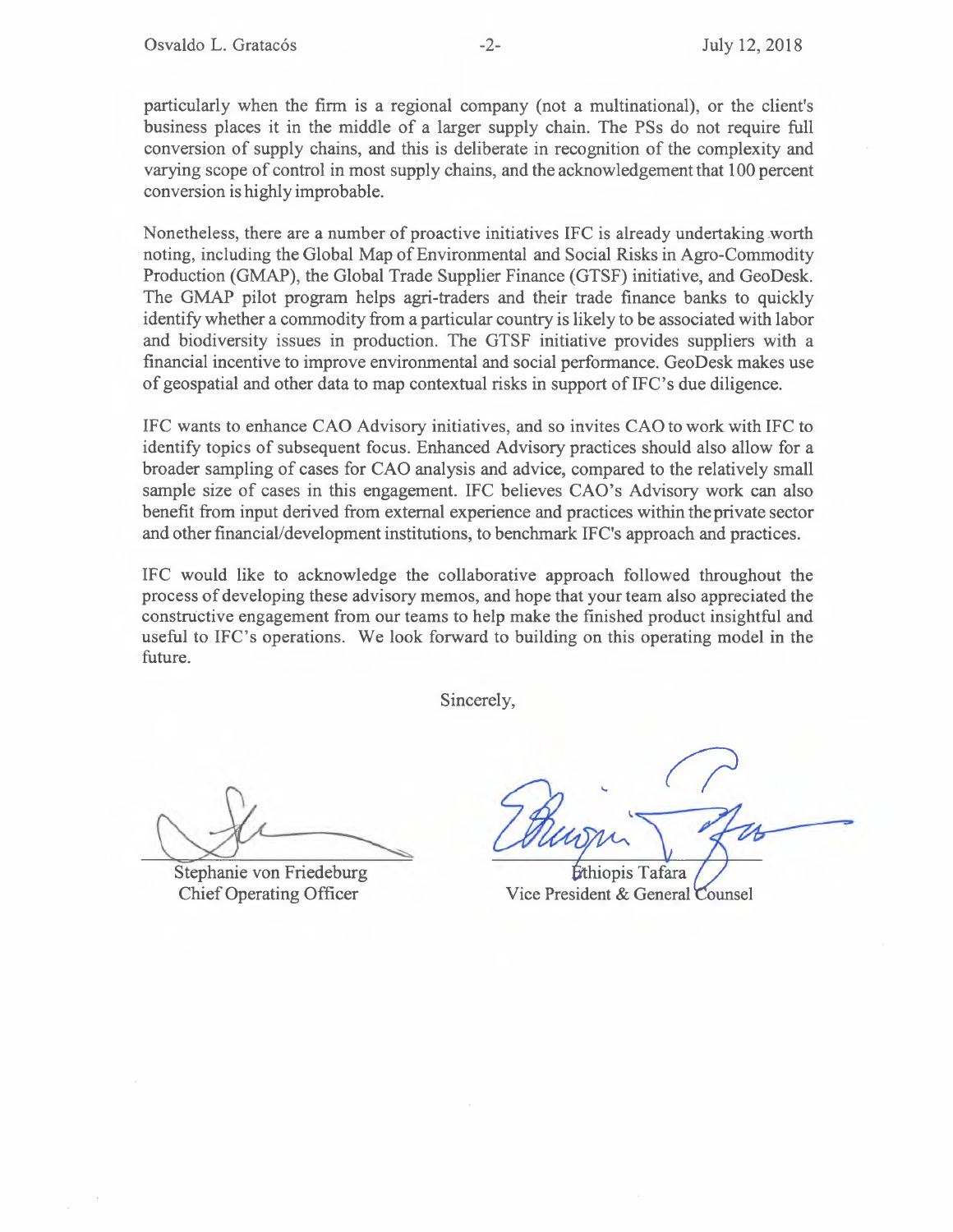particularly when the firm is a regional company (not a multinational), or the client's business places it in the middle of a larger supply chain. The PSs do not require full conversion of supply chains, and this is deliberate in recognition of the complexity and varying scope of control in most supply chains, and the acknowledgement that 100 percent conversion is highly improbable.

Nonetheless, there are a number of proactive initiatives IFC is already undertaking worth noting, including the Global Map of Environmental and Social Risks in Agro-Commodity Production (GMAP), the Global Trade Supplier Finance (GTSF) initiative, and GeoDesk. The GMAP pilot program helps agri-traders and their trade finance banks to quickly identify whether a commodity from a particular country is likely to be associated with labor and biodiversity issues in production. The GTSF initiative provides suppliers with a financial incentive to improve environmental and social performance. GeoDesk makes use of geospatial and other data to map contextual risks in support of IFC's due diligence.

IFC wants to enhance CAO Advisory initiatives, and so invites CAO to work with IFC to identify topics of subsequent focus. Enhanced Advisory practices should also allow for a broader sampling of cases for CAO analysis and advice, compared to the relatively small sample size of cases in this engagement. IFC believes CAO's Advisory work can also benefit from input derived from external experience and practices within the private sector and other financial/development institutions, to benchmark IFC's approach and practices.

IFC would like to acknowledge the collaborative approach followed throughout the process of developing these advisory memos, and hope that your team also appreciated the constructive engagement from our teams to help make the finished product insightful and useful to IFC's operations. We look forward to building on this operating model in the future.

Sincerely,

Stephanie von Friedeburg
Chief Operating Officer

Ethiopis Tafara
Vice President & General Counsel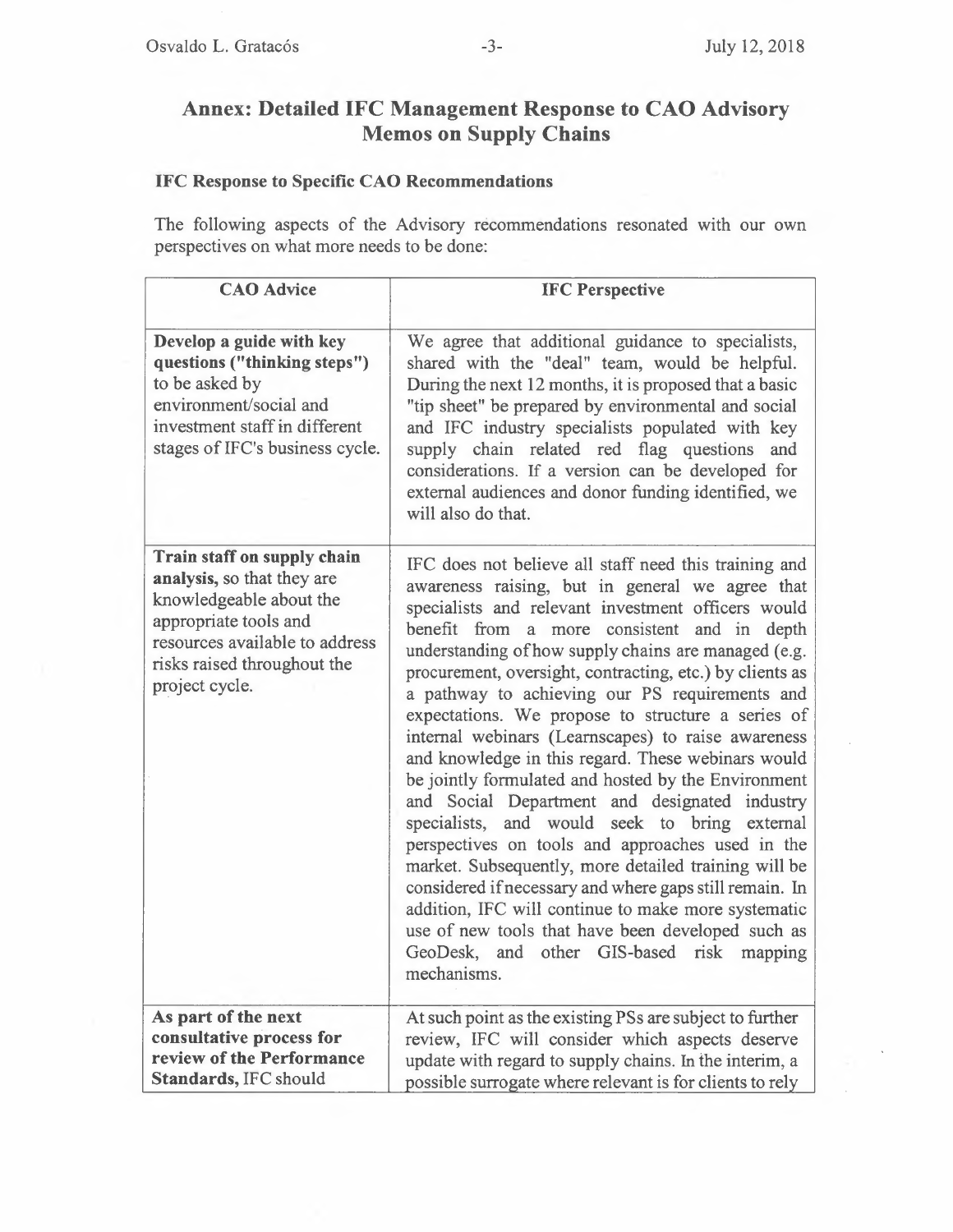## Annex: Detailed IFC Management Response to CAO Advisory Memos on Supply Chains

### IFC Response to Specific CAO Recommendations

The following aspects of the Advisory recommendations resonated with our own perspectives on what more needs to be done:

| CAO Advice | IFC Perspective |
|---|---|
| **Develop a guide with key questions ("thinking steps")** to be asked by environment/social and investment staff in different stages of IFC's business cycle. | We agree that additional guidance to specialists, shared with the "deal" team, would be helpful. During the next 12 months, it is proposed that a basic "tip sheet" be prepared by environmental and social and IFC industry specialists populated with key supply chain related red flag questions and considerations. If a version can be developed for external audiences and donor funding identified, we will also do that. |
| **Train staff on supply chain analysis,** so that they are knowledgeable about the appropriate tools and resources available to address risks raised throughout the project cycle. | IFC does not believe all staff need this training and awareness raising, but in general we agree that specialists and relevant investment officers would benefit from a more consistent and in depth understanding of how supply chains are managed (e.g. procurement, oversight, contracting, etc.) by clients as a pathway to achieving our PS requirements and expectations. We propose to structure a series of internal webinars (Learnscapes) to raise awareness and knowledge in this regard. These webinars would be jointly formulated and hosted by the Environment and Social Department and designated industry specialists, and would seek to bring external perspectives on tools and approaches used in the market. Subsequently, more detailed training will be considered if necessary and where gaps still remain. In addition, IFC will continue to make more systematic use of new tools that have been developed such as GeoDesk, and other GIS-based risk mapping mechanisms. |
| **As part of the next consultative process for review of the Performance Standards,** IFC should | At such point as the existing PSs are subject to further review, IFC will consider which aspects deserve update with regard to supply chains. In the interim, a possible surrogate where relevant is for clients to rely |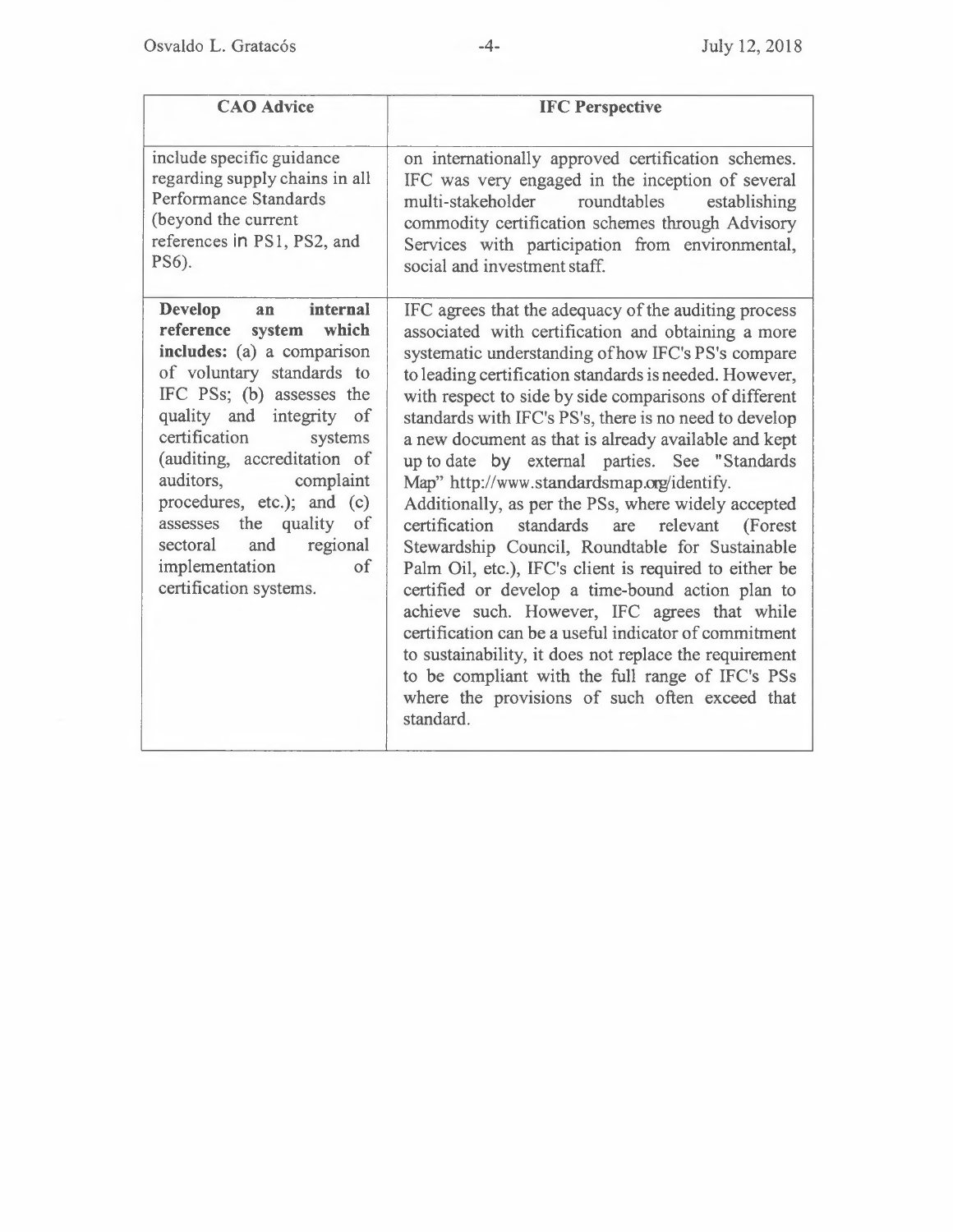| CAO Advice | IFC Perspective |
|---|---|
| include specific guidance regarding supply chains in all Performance Standards (beyond the current references in PS1, PS2, and PS6). | on internationally approved certification schemes. IFC was very engaged in the inception of several multi-stakeholder roundtables establishing commodity certification schemes through Advisory Services with participation from environmental, social and investment staff. |
| **Develop an internal reference system which includes:** (a) a comparison of voluntary standards to IFC PSs; (b) assesses the quality and integrity of certification systems (auditing, accreditation of auditors, complaint procedures, etc.); and (c) assesses the quality of sectoral and regional implementation of certification systems. | IFC agrees that the adequacy of the auditing process associated with certification and obtaining a more systematic understanding of how IFC's PS's compare to leading certification standards is needed. However, with respect to side by side comparisons of different standards with IFC's PS's, there is no need to develop a new document as that is already available and kept up to date by external parties. See "Standards Map" http://www.standardsmap.org/identify. Additionally, as per the PSs, where widely accepted certification standards are relevant (Forest Stewardship Council, Roundtable for Sustainable Palm Oil, etc.), IFC's client is required to either be certified or develop a time-bound action plan to achieve such. However, IFC agrees that while certification can be a useful indicator of commitment to sustainability, it does not replace the requirement to be compliant with the full range of IFC's PSs where the provisions of such often exceed that standard. |